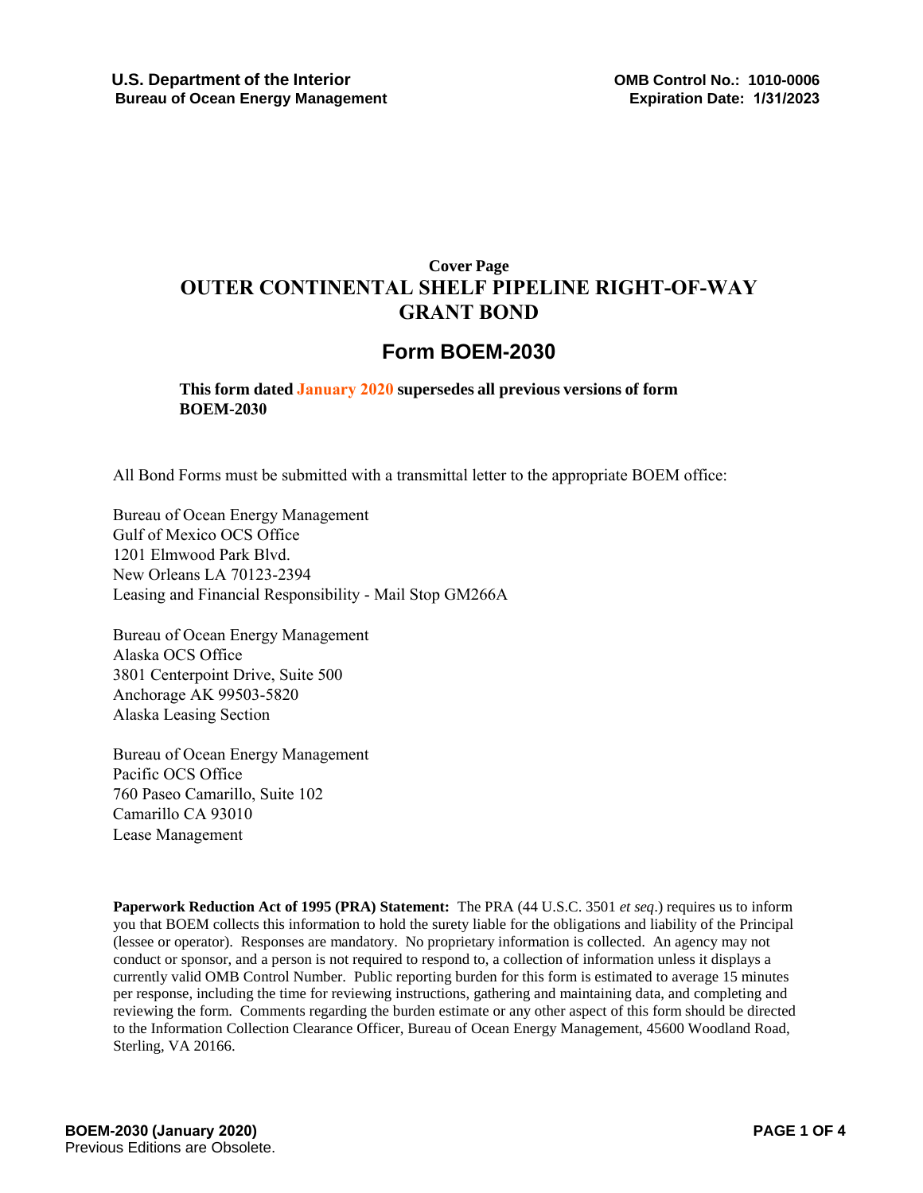**U.S. Department of the Interior**
**Bureau of Ocean Energy Management**

**OMB Control No.: 1010-0006**
**Expiration Date: 1/31/2023**

## Cover Page

# OUTER CONTINENTAL SHELF PIPELINE RIGHT-OF-WAY GRANT BOND

## Form BOEM-2030

**This form dated January 2020 supersedes all previous versions of form BOEM-2030**

All Bond Forms must be submitted with a transmittal letter to the appropriate BOEM office:

Bureau of Ocean Energy Management
Gulf of Mexico OCS Office
1201 Elmwood Park Blvd.
New Orleans LA 70123-2394
Leasing and Financial Responsibility - Mail Stop GM266A

Bureau of Ocean Energy Management
Alaska OCS Office
3801 Centerpoint Drive, Suite 500
Anchorage AK 99503-5820
Alaska Leasing Section

Bureau of Ocean Energy Management
Pacific OCS Office
760 Paseo Camarillo, Suite 102
Camarillo CA 93010
Lease Management

**Paperwork Reduction Act of 1995 (PRA) Statement:** The PRA (44 U.S.C. 3501 *et seq*.) requires us to inform you that BOEM collects this information to hold the surety liable for the obligations and liability of the Principal (lessee or operator). Responses are mandatory. No proprietary information is collected. An agency may not conduct or sponsor, and a person is not required to respond to, a collection of information unless it displays a currently valid OMB Control Number. Public reporting burden for this form is estimated to average 15 minutes per response, including the time for reviewing instructions, gathering and maintaining data, and completing and reviewing the form. Comments regarding the burden estimate or any other aspect of this form should be directed to the Information Collection Clearance Officer, Bureau of Ocean Energy Management, 45600 Woodland Road, Sterling, VA 20166.

**BOEM-2030 (January 2020)**
Previous Editions are Obsolete.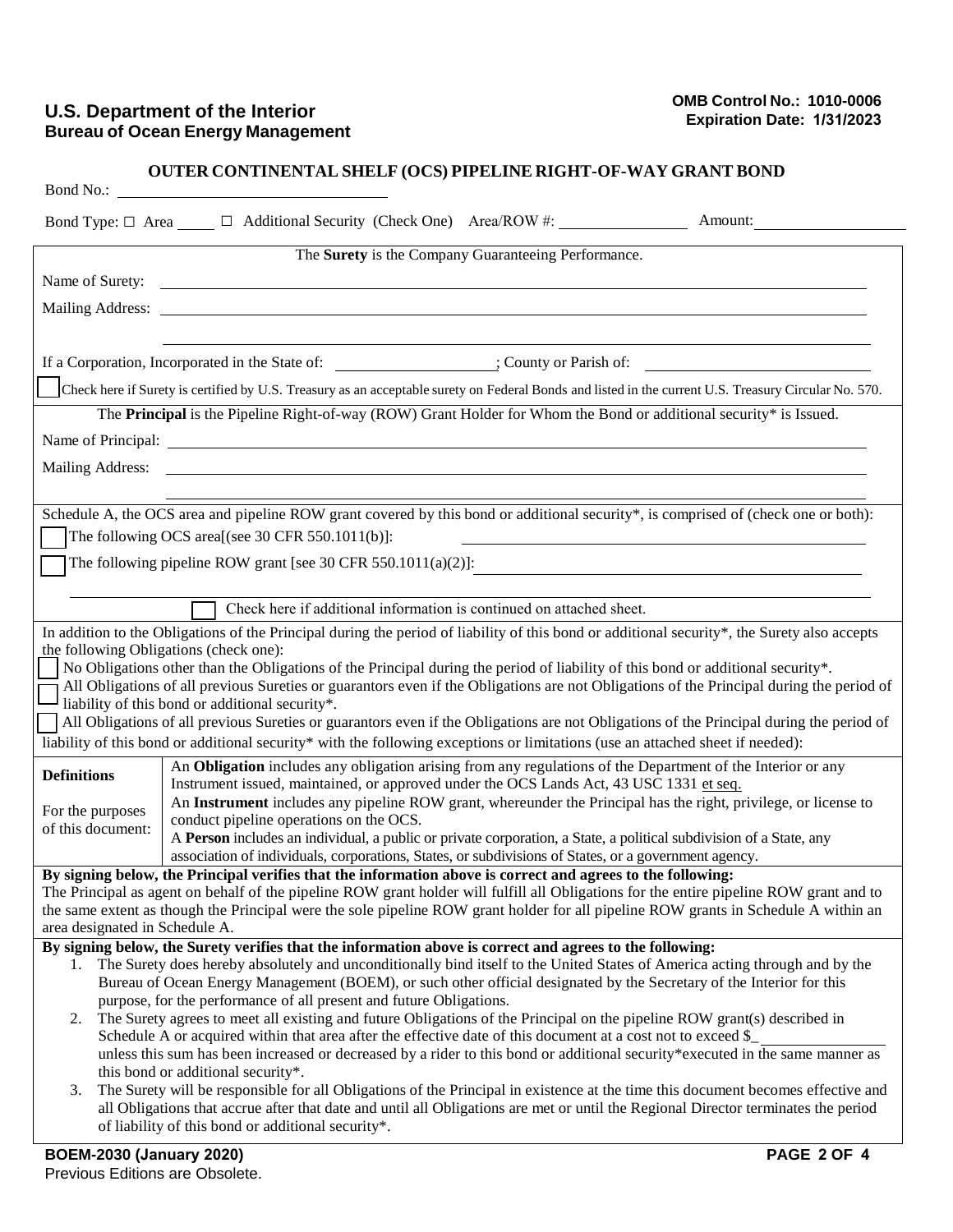**U.S. Department of the Interior**
**Bureau of Ocean Energy Management**

**OMB Control No.: 1010-0006**
**Expiration Date: 1/31/2023**

## OUTER CONTINENTAL SHELF (OCS) PIPELINE RIGHT-OF-WAY GRANT BOND

Bond No.: ______________________

Bond Type: ☐ Area _____ ☐ Additional Security (Check One) Area/ROW #: ____________ Amount: ____________

The **Surety** is the Company Guaranteeing Performance.

Name of Surety: ______________________

Mailing Address: ______________________

______________________

If a Corporation, Incorporated in the State of: ______________; County or Parish of: ______________

☐ Check here if Surety is certified by U.S. Treasury as an acceptable surety on Federal Bonds and listed in the current U.S. Treasury Circular No. 570.

The **Principal** is the Pipeline Right-of-way (ROW) Grant Holder for Whom the Bond or additional security* is Issued.

Name of Principal: ______________________

Mailing Address: ______________________

______________________

Schedule A, the OCS area and pipeline ROW grant covered by this bond or additional security*, is comprised of (check one or both):

☐ The following OCS area[(see 30 CFR 550.1011(b)]: ______________________

☐ The following pipeline ROW grant [see 30 CFR 550.1011(a)(2)]: ______________________

______________________

☐ Check here if additional information is continued on attached sheet.

In addition to the Obligations of the Principal during the period of liability of this bond or additional security*, the Surety also accepts the following Obligations (check one):

☐ No Obligations other than the Obligations of the Principal during the period of liability of this bond or additional security*.

☐ All Obligations of all previous Sureties or guarantors even if the Obligations are not Obligations of the Principal during the period of liability of this bond or additional security*.

☐ All Obligations of all previous Sureties or guarantors even if the Obligations are not Obligations of the Principal during the period of liability of this bond or additional security* with the following exceptions or limitations (use an attached sheet if needed):

| **Definitions**<br><br>For the purposes of this document: | An **Obligation** includes any obligation arising from any regulations of the Department of the Interior or any Instrument issued, maintained, or approved under the OCS Lands Act, 43 USC 1331 et seq.<br>An **Instrument** includes any pipeline ROW grant, whereunder the Principal has the right, privilege, or license to conduct pipeline operations on the OCS.<br>A **Person** includes an individual, a public or private corporation, a State, a political subdivision of a State, any association of individuals, corporations, States, or subdivisions of States, or a government agency. |
|---|---|

**By signing below, the Principal verifies that the information above is correct and agrees to the following:**
The Principal as agent on behalf of the pipeline ROW grant holder will fulfill all Obligations for the entire pipeline ROW grant and to the same extent as though the Principal were the sole pipeline ROW grant holder for all pipeline ROW grants in Schedule A within an area designated in Schedule A.

**By signing below, the Surety verifies that the information above is correct and agrees to the following:**

1. The Surety does hereby absolutely and unconditionally bind itself to the United States of America acting through and by the Bureau of Ocean Energy Management (BOEM), or such other official designated by the Secretary of the Interior for this purpose, for the performance of all present and future Obligations.
2. The Surety agrees to meet all existing and future Obligations of the Principal on the pipeline ROW grant(s) described in Schedule A or acquired within that area after the effective date of this document at a cost not to exceed $_ ____________ unless this sum has been increased or decreased by a rider to this bond or additional security*executed in the same manner as this bond or additional security*.
3. The Surety will be responsible for all Obligations of the Principal in existence at the time this document becomes effective and all Obligations that accrue after that date and until all Obligations are met or until the Regional Director terminates the period of liability of this bond or additional security*.

**BOEM-2030 (January 2020)**
Previous Editions are Obsolete.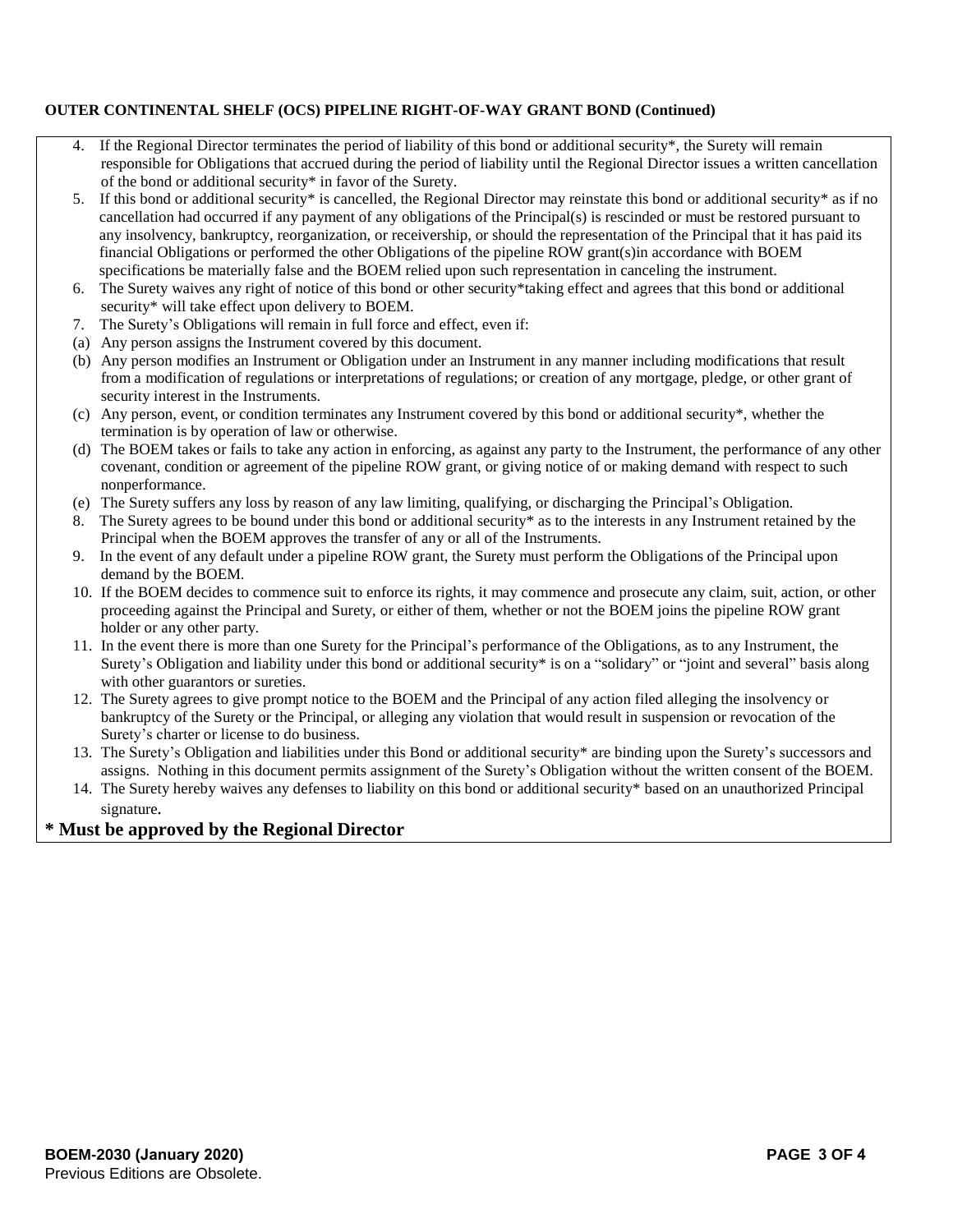**OUTER CONTINENTAL SHELF (OCS) PIPELINE RIGHT-OF-WAY GRANT BOND (Continued)**

4. If the Regional Director terminates the period of liability of this bond or additional security*, the Surety will remain responsible for Obligations that accrued during the period of liability until the Regional Director issues a written cancellation of the bond or additional security* in favor of the Surety.
5. If this bond or additional security* is cancelled, the Regional Director may reinstate this bond or additional security* as if no cancellation had occurred if any payment of any obligations of the Principal(s) is rescinded or must be restored pursuant to any insolvency, bankruptcy, reorganization, or receivership, or should the representation of the Principal that it has paid its financial Obligations or performed the other Obligations of the pipeline ROW grant(s)in accordance with BOEM specifications be materially false and the BOEM relied upon such representation in canceling the instrument.
6. The Surety waives any right of notice of this bond or other security*taking effect and agrees that this bond or additional security* will take effect upon delivery to BOEM.
7. The Surety's Obligations will remain in full force and effect, even if:
   (a) Any person assigns the Instrument covered by this document.
   (b) Any person modifies an Instrument or Obligation under an Instrument in any manner including modifications that result from a modification of regulations or interpretations of regulations; or creation of any mortgage, pledge, or other grant of security interest in the Instruments.
   (c) Any person, event, or condition terminates any Instrument covered by this bond or additional security*, whether the termination is by operation of law or otherwise.
   (d) The BOEM takes or fails to take any action in enforcing, as against any party to the Instrument, the performance of any other covenant, condition or agreement of the pipeline ROW grant, or giving notice of or making demand with respect to such nonperformance.
   (e) The Surety suffers any loss by reason of any law limiting, qualifying, or discharging the Principal's Obligation.
8. The Surety agrees to be bound under this bond or additional security* as to the interests in any Instrument retained by the Principal when the BOEM approves the transfer of any or all of the Instruments.
9. In the event of any default under a pipeline ROW grant, the Surety must perform the Obligations of the Principal upon demand by the BOEM.
10. If the BOEM decides to commence suit to enforce its rights, it may commence and prosecute any claim, suit, action, or other proceeding against the Principal and Surety, or either of them, whether or not the BOEM joins the pipeline ROW grant holder or any other party.
11. In the event there is more than one Surety for the Principal's performance of the Obligations, as to any Instrument, the Surety's Obligation and liability under this bond or additional security* is on a "solidary" or "joint and several" basis along with other guarantors or sureties.
12. The Surety agrees to give prompt notice to the BOEM and the Principal of any action filed alleging the insolvency or bankruptcy of the Surety or the Principal, or alleging any violation that would result in suspension or revocation of the Surety's charter or license to do business.
13. The Surety's Obligation and liabilities under this Bond or additional security* are binding upon the Surety's successors and assigns. Nothing in this document permits assignment of the Surety's Obligation without the written consent of the BOEM.
14. The Surety hereby waives any defenses to liability on this bond or additional security* based on an unauthorized Principal signature.

**\* Must be approved by the Regional Director**

**BOEM-2030 (January 2020)**
Previous Editions are Obsolete.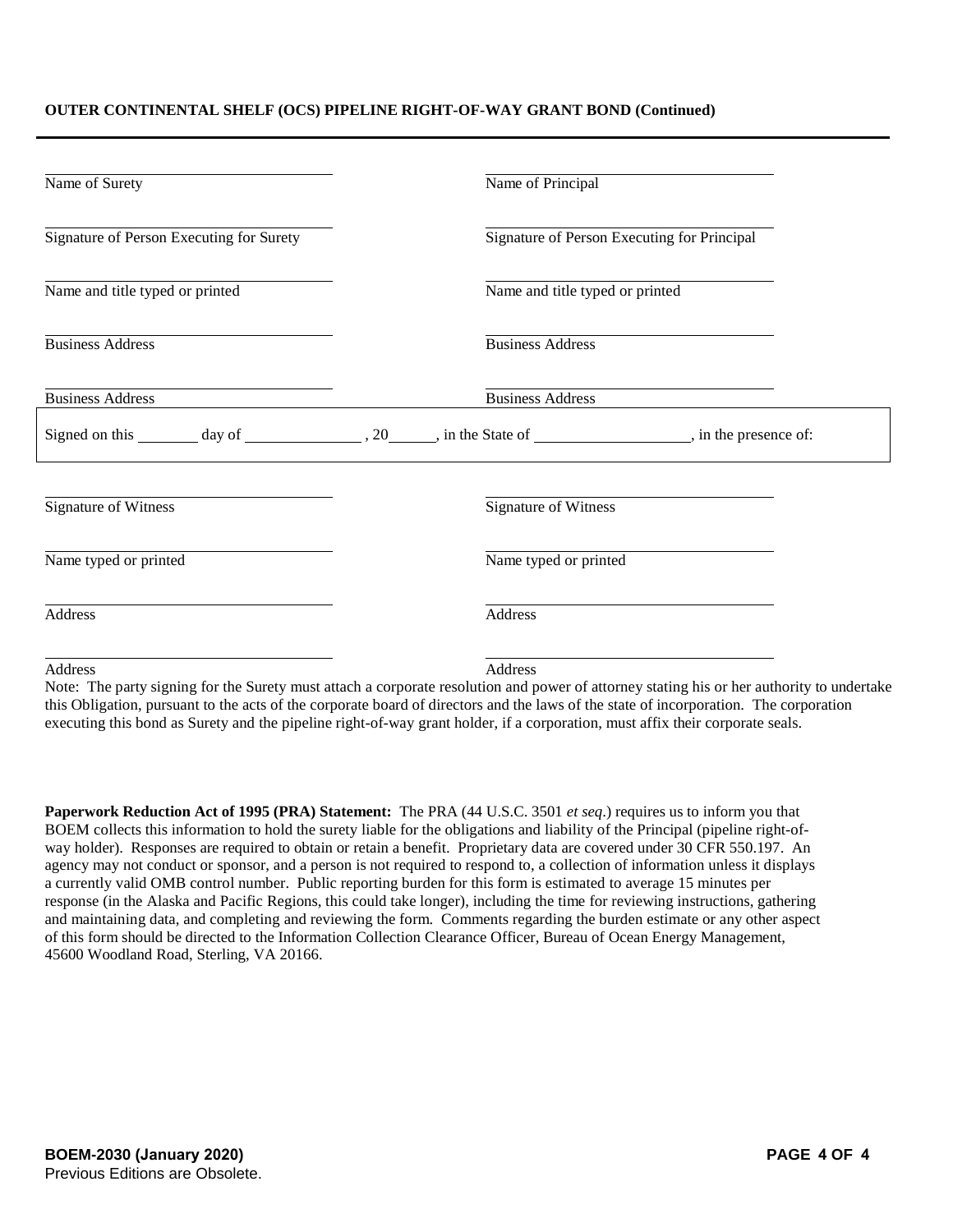**OUTER CONTINENTAL SHELF (OCS) PIPELINE RIGHT-OF-WAY GRANT BOND (Continued)**

| | |
|---|---|
| Name of Surety | Name of Principal |
| Signature of Person Executing for Surety | Signature of Person Executing for Principal |
| Name and title typed or printed | Name and title typed or printed |
| Business Address | Business Address |
| Business Address | Business Address |

Signed on this ________ day of _______________ , 20______, in the State of ____________________, in the presence of:

| | |
|---|---|
| Signature of Witness | Signature of Witness |
| Name typed or printed | Name typed or printed |
| Address | Address |
| Address | Address |

Note: The party signing for the Surety must attach a corporate resolution and power of attorney stating his or her authority to undertake this Obligation, pursuant to the acts of the corporate board of directors and the laws of the state of incorporation. The corporation executing this bond as Surety and the pipeline right-of-way grant holder, if a corporation, must affix their corporate seals.

**Paperwork Reduction Act of 1995 (PRA) Statement:** The PRA (44 U.S.C. 3501 *et seq*.) requires us to inform you that BOEM collects this information to hold the surety liable for the obligations and liability of the Principal (pipeline right-of-way holder). Responses are required to obtain or retain a benefit. Proprietary data are covered under 30 CFR 550.197. An agency may not conduct or sponsor, and a person is not required to respond to, a collection of information unless it displays a currently valid OMB control number. Public reporting burden for this form is estimated to average 15 minutes per response (in the Alaska and Pacific Regions, this could take longer), including the time for reviewing instructions, gathering and maintaining data, and completing and reviewing the form. Comments regarding the burden estimate or any other aspect of this form should be directed to the Information Collection Clearance Officer, Bureau of Ocean Energy Management, 45600 Woodland Road, Sterling, VA 20166.

**BOEM-2030 (January 2020)**
Previous Editions are Obsolete.